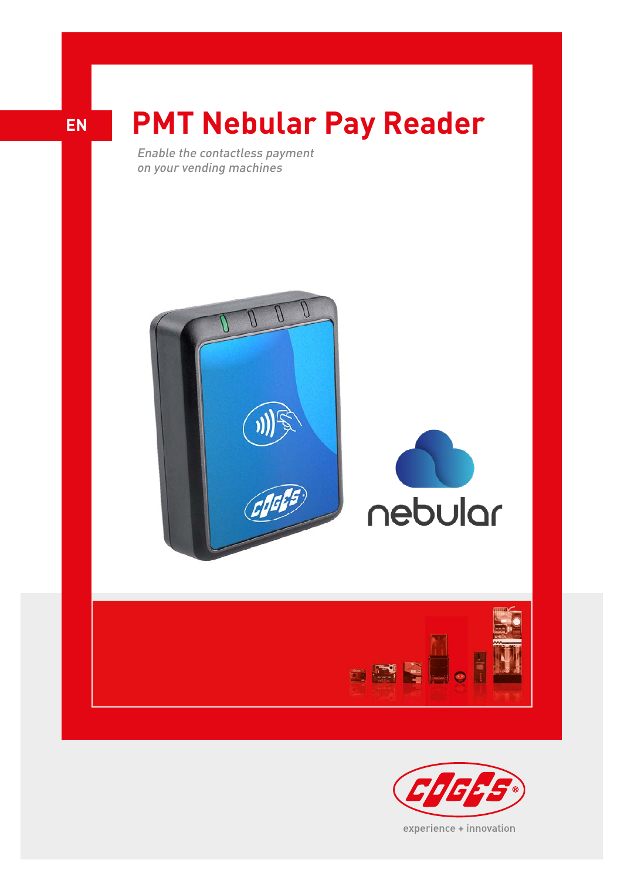EN

# PMT Nebular Pay Reader

*Enable the contactless payment on your vending machines*

nebular

experience + innovation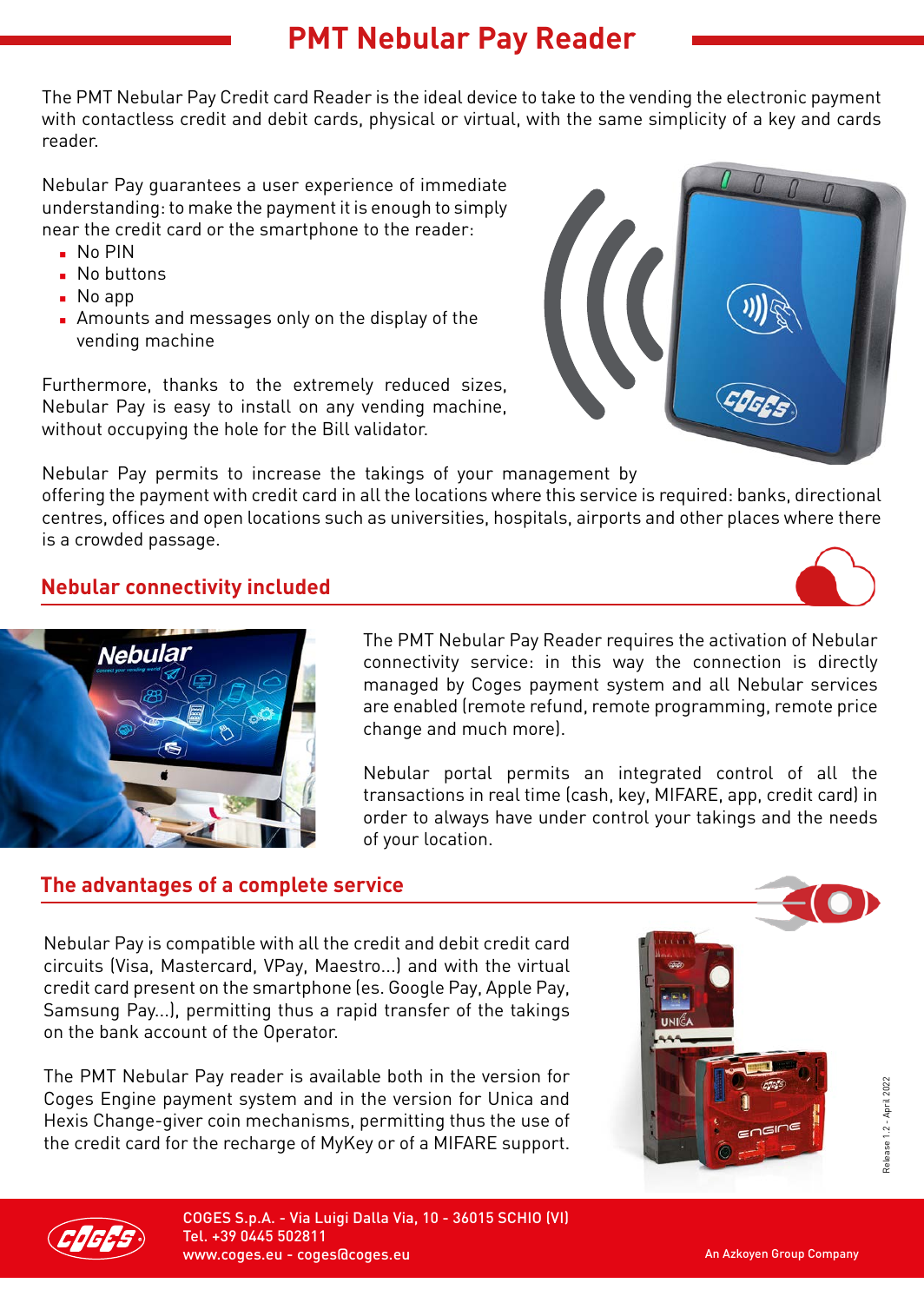# PMT Nebular Pay Reader

The PMT Nebular Pay Credit card Reader is the ideal device to take to the vending the electronic payment with contactless credit and debit cards, physical or virtual, with the same simplicity of a key and cards reader.

Nebular Pay guarantees a user experience of immediate understanding: to make the payment it is enough to simply near the credit card or the smartphone to the reader:

- No PIN
- No buttons
- No app
- Amounts and messages only on the display of the vending machine

Furthermore, thanks to the extremely reduced sizes, Nebular Pay is easy to install on any vending machine, without occupying the hole for the Bill validator.

Nebular Pay permits to increase the takings of your management by offering the payment with credit card in all the locations where this service is required: banks, directional centres, offices and open locations such as universities, hospitals, airports and other places where there is a crowded passage.

## Nebular connectivity included

The PMT Nebular Pay Reader requires the activation of Nebular connectivity service: in this way the connection is directly managed by Coges payment system and all Nebular services are enabled (remote refund, remote programming, remote price change and much more).

Nebular portal permits an integrated control of all the transactions in real time (cash, key, MIFARE, app, credit card) in order to always have under control your takings and the needs of your location.

## The advantages of a complete service

Nebular Pay is compatible with all the credit and debit credit card circuits (Visa, Mastercard, VPay, Maestro...) and with the virtual credit card present on the smartphone (es. Google Pay, Apple Pay, Samsung Pay...), permitting thus a rapid transfer of the takings on the bank account of the Operator.

The PMT Nebular Pay reader is available both in the version for Coges Engine payment system and in the version for Unica and Hexis Change-giver coin mechanisms, permitting thus the use of the credit card for the recharge of MyKey or of a MIFARE support.

Release 1.2 - April 2022

COGES S.p.A. - Via Luigi Dalla Via, 10 - 36015 SCHIO (VI)
Tel. +39 0445 502811
www.coges.eu - coges@coges.eu

An Azkoyen Group Company